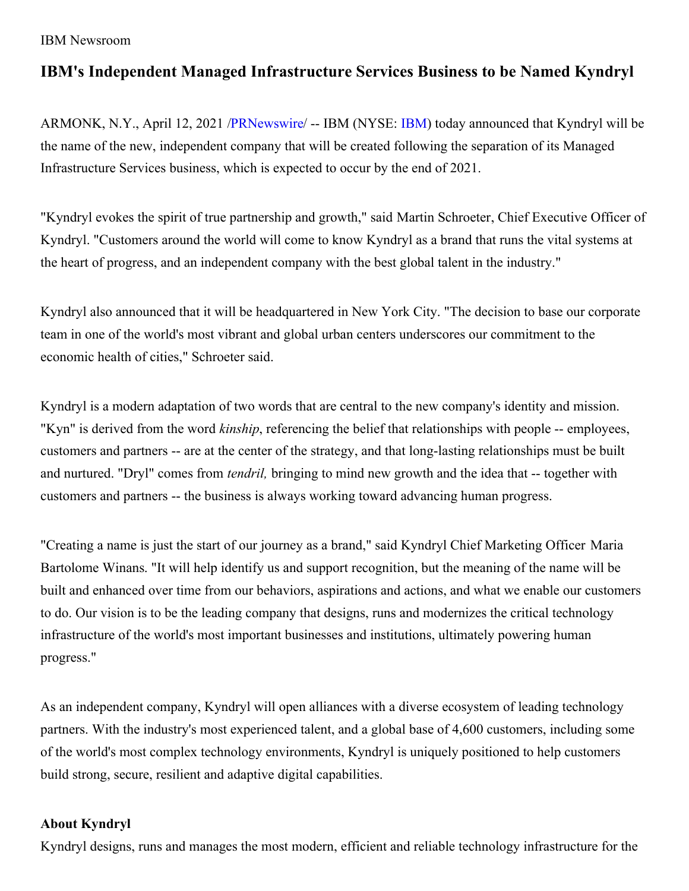IBM Newsroom

# IBM's Independent Managed Infrastructure Services Business to be Named Kyndryl

ARMONK, N.Y., April 12, 2021 /PRNewswire/ -- IBM (NYSE: IBM) today announced that Kyndryl will be the name of the new, independent company that will be created following the separation of its Managed Infrastructure Services business, which is expected to occur by the end of 2021.

"Kyndryl evokes the spirit of true partnership and growth," said Martin Schroeter, Chief Executive Officer of Kyndryl. "Customers around the world will come to know Kyndryl as a brand that runs the vital systems at the heart of progress, and an independent company with the best global talent in the industry."

Kyndryl also announced that it will be headquartered in New York City. "The decision to base our corporate team in one of the world's most vibrant and global urban centers underscores our commitment to the economic health of cities," Schroeter said.

Kyndryl is a modern adaptation of two words that are central to the new company's identity and mission. "Kyn" is derived from the word *kinship*, referencing the belief that relationships with people -- employees, customers and partners -- are at the center of the strategy, and that long-lasting relationships must be built and nurtured. "Dryl" comes from *tendril,* bringing to mind new growth and the idea that -- together with customers and partners -- the business is always working toward advancing human progress.

"Creating a name is just the start of our journey as a brand," said Kyndryl Chief Marketing Officer Maria Bartolome Winans. "It will help identify us and support recognition, but the meaning of the name will be built and enhanced over time from our behaviors, aspirations and actions, and what we enable our customers to do. Our vision is to be the leading company that designs, runs and modernizes the critical technology infrastructure of the world's most important businesses and institutions, ultimately powering human progress."

As an independent company, Kyndryl will open alliances with a diverse ecosystem of leading technology partners. With the industry's most experienced talent, and a global base of 4,600 customers, including some of the world's most complex technology environments, Kyndryl is uniquely positioned to help customers build strong, secure, resilient and adaptive digital capabilities.

**About Kyndryl**

Kyndryl designs, runs and manages the most modern, efficient and reliable technology infrastructure for the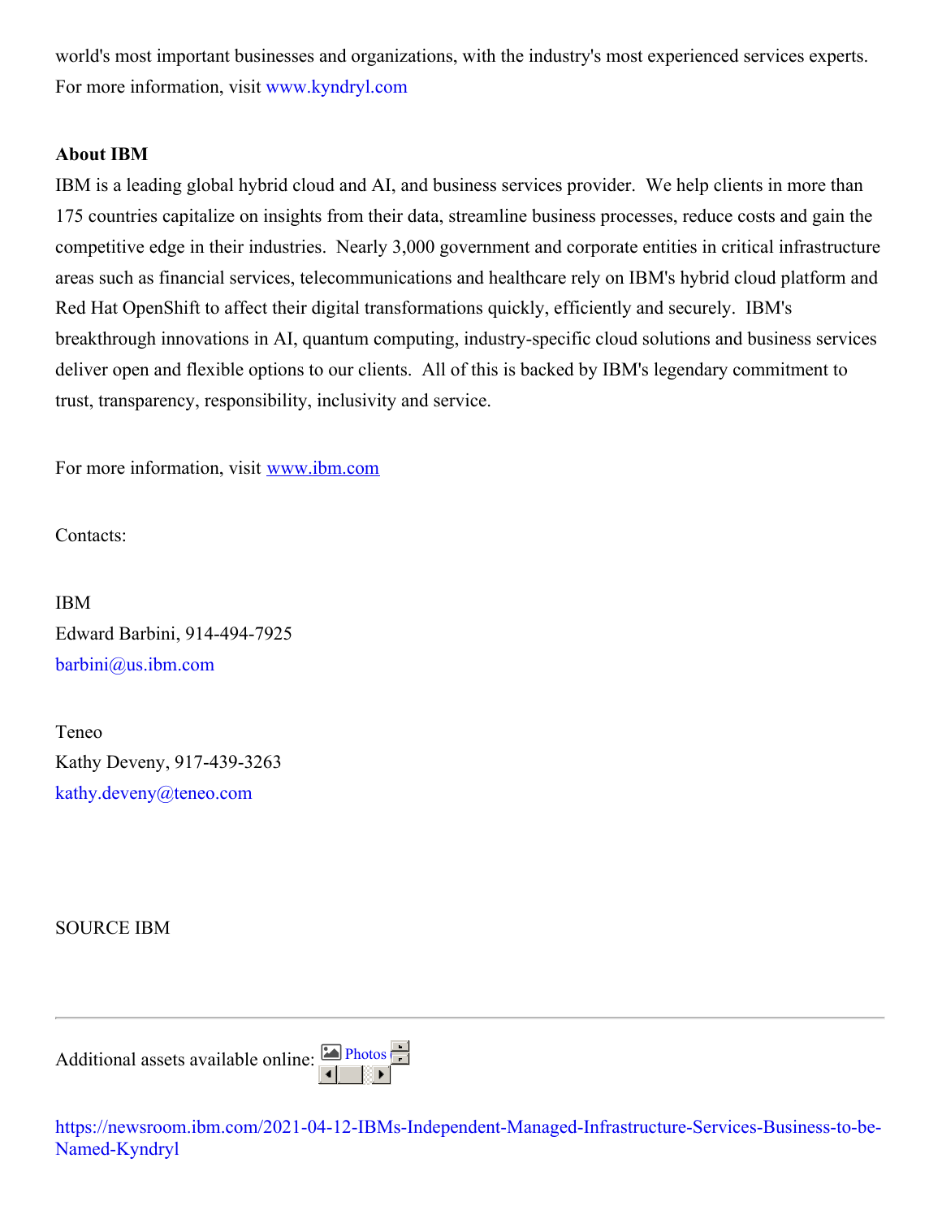world's most important businesses and organizations, with the industry's most experienced services experts. For more information, visit www.kyndryl.com

**About IBM**

IBM is a leading global hybrid cloud and AI, and business services provider. We help clients in more than 175 countries capitalize on insights from their data, streamline business processes, reduce costs and gain the competitive edge in their industries. Nearly 3,000 government and corporate entities in critical infrastructure areas such as financial services, telecommunications and healthcare rely on IBM's hybrid cloud platform and Red Hat OpenShift to affect their digital transformations quickly, efficiently and securely. IBM's breakthrough innovations in AI, quantum computing, industry-specific cloud solutions and business services deliver open and flexible options to our clients. All of this is backed by IBM's legendary commitment to trust, transparency, responsibility, inclusivity and service.

For more information, visit www.ibm.com

Contacts:

IBM
Edward Barbini, 914-494-7925
barbini@us.ibm.com

Teneo
Kathy Deveny, 917-439-3263
kathy.deveny@teneo.com

SOURCE IBM

---

Additional assets available online: Photos

https://newsroom.ibm.com/2021-04-12-IBMs-Independent-Managed-Infrastructure-Services-Business-to-be-Named-Kyndryl